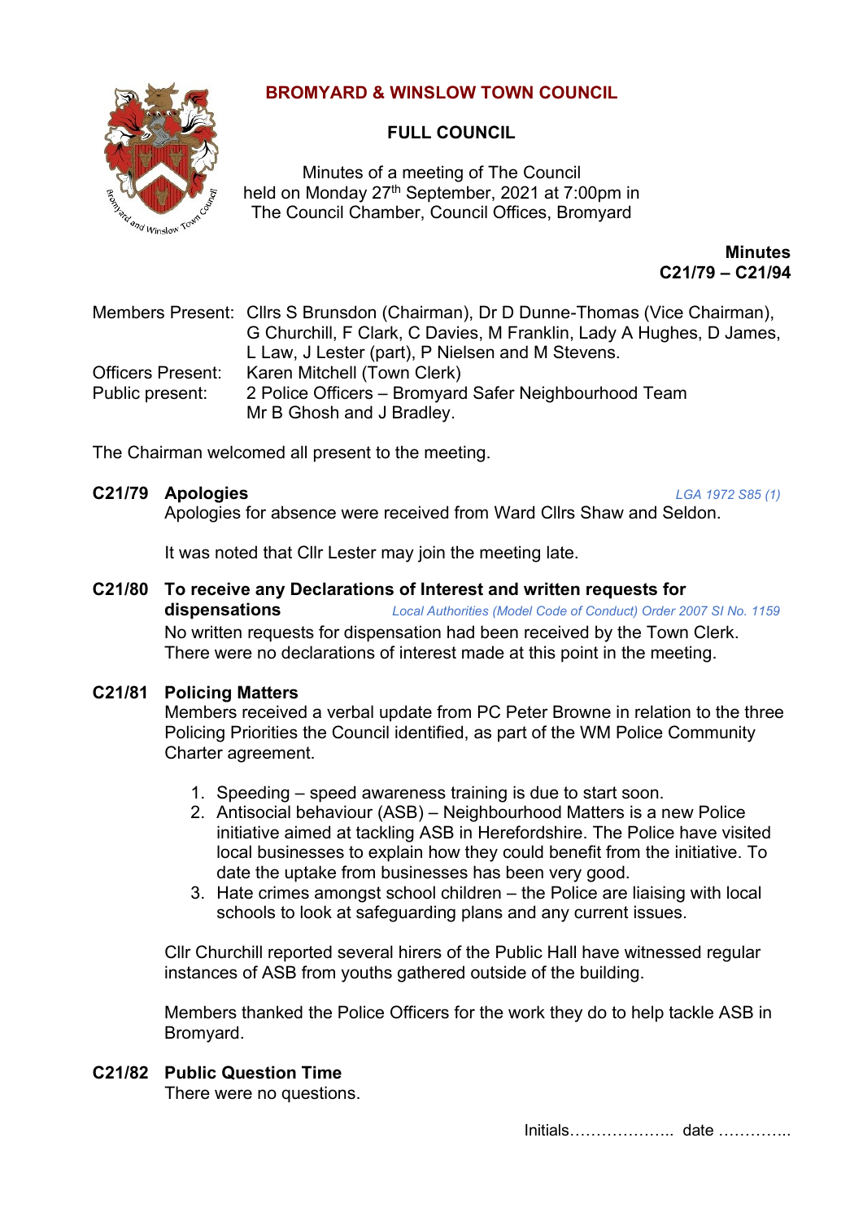# BROMYARD & WINSLOW TOWN COUNCIL

## FULL COUNCIL

Minutes of a meeting of The Council
held on Monday 27th September, 2021 at 7:00pm in
The Council Chamber, Council Offices, Bromyard

**Minutes**
**C21/79 – C21/94**

| | |
|---|---|
| Members Present: | Cllrs S Brunsdon (Chairman), Dr D Dunne-Thomas (Vice Chairman), G Churchill, F Clark, C Davies, M Franklin, Lady A Hughes, D James, L Law, J Lester (part), P Nielsen and M Stevens. |
| Officers Present: | Karen Mitchell (Town Clerk) |
| Public present: | 2 Police Officers – Bromyard Safer Neighbourhood Team<br>Mr B Ghosh and J Bradley. |

The Chairman welcomed all present to the meeting.

### C21/79 Apologies

*LGA 1972 S85 (1)*

Apologies for absence were received from Ward Cllrs Shaw and Seldon.

It was noted that Cllr Lester may join the meeting late.

### C21/80 To receive any Declarations of Interest and written requests for dispensations

*Local Authorities (Model Code of Conduct) Order 2007 SI No. 1159*

No written requests for dispensation had been received by the Town Clerk. There were no declarations of interest made at this point in the meeting.

### C21/81 Policing Matters

Members received a verbal update from PC Peter Browne in relation to the three Policing Priorities the Council identified, as part of the WM Police Community Charter agreement.

1. Speeding – speed awareness training is due to start soon.
2. Antisocial behaviour (ASB) – Neighbourhood Matters is a new Police initiative aimed at tackling ASB in Herefordshire. The Police have visited local businesses to explain how they could benefit from the initiative. To date the uptake from businesses has been very good.
3. Hate crimes amongst school children – the Police are liaising with local schools to look at safeguarding plans and any current issues.

Cllr Churchill reported several hirers of the Public Hall have witnessed regular instances of ASB from youths gathered outside of the building.

Members thanked the Police Officers for the work they do to help tackle ASB in Bromyard.

### C21/82 Public Question Time

There were no questions.

Initials……………….. date …………..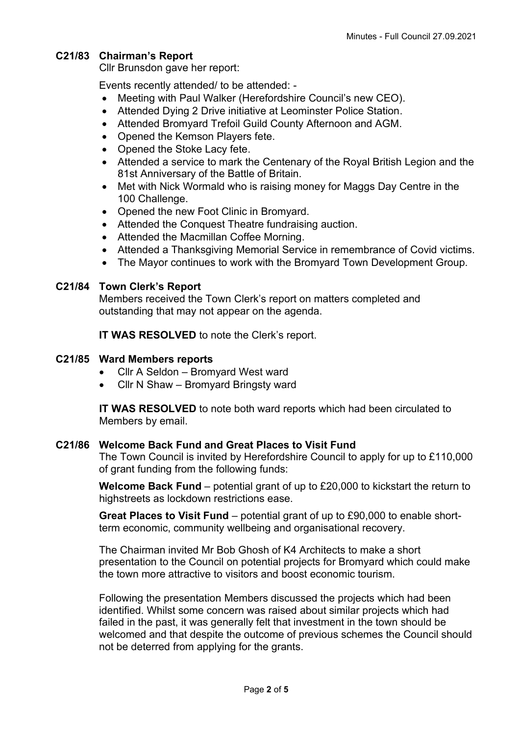### C21/83 Chairman's Report

Cllr Brunsdon gave her report:

Events recently attended/ to be attended: -

- Meeting with Paul Walker (Herefordshire Council's new CEO).
- Attended Dying 2 Drive initiative at Leominster Police Station.
- Attended Bromyard Trefoil Guild County Afternoon and AGM.
- Opened the Kemson Players fete.
- Opened the Stoke Lacy fete.
- Attended a service to mark the Centenary of the Royal British Legion and the 81st Anniversary of the Battle of Britain.
- Met with Nick Wormald who is raising money for Maggs Day Centre in the 100 Challenge.
- Opened the new Foot Clinic in Bromyard.
- Attended the Conquest Theatre fundraising auction.
- Attended the Macmillan Coffee Morning.
- Attended a Thanksgiving Memorial Service in remembrance of Covid victims.
- The Mayor continues to work with the Bromyard Town Development Group.

### C21/84 Town Clerk's Report

Members received the Town Clerk's report on matters completed and outstanding that may not appear on the agenda.

**IT WAS RESOLVED** to note the Clerk's report.

### C21/85 Ward Members reports

- Cllr A Seldon – Bromyard West ward
- Cllr N Shaw – Bromyard Bringsty ward

**IT WAS RESOLVED** to note both ward reports which had been circulated to Members by email.

### C21/86 Welcome Back Fund and Great Places to Visit Fund

The Town Council is invited by Herefordshire Council to apply for up to £110,000 of grant funding from the following funds:

**Welcome Back Fund** – potential grant of up to £20,000 to kickstart the return to highstreets as lockdown restrictions ease.

**Great Places to Visit Fund** – potential grant of up to £90,000 to enable short-term economic, community wellbeing and organisational recovery.

The Chairman invited Mr Bob Ghosh of K4 Architects to make a short presentation to the Council on potential projects for Bromyard which could make the town more attractive to visitors and boost economic tourism.

Following the presentation Members discussed the projects which had been identified. Whilst some concern was raised about similar projects which had failed in the past, it was generally felt that investment in the town should be welcomed and that despite the outcome of previous schemes the Council should not be deterred from applying for the grants.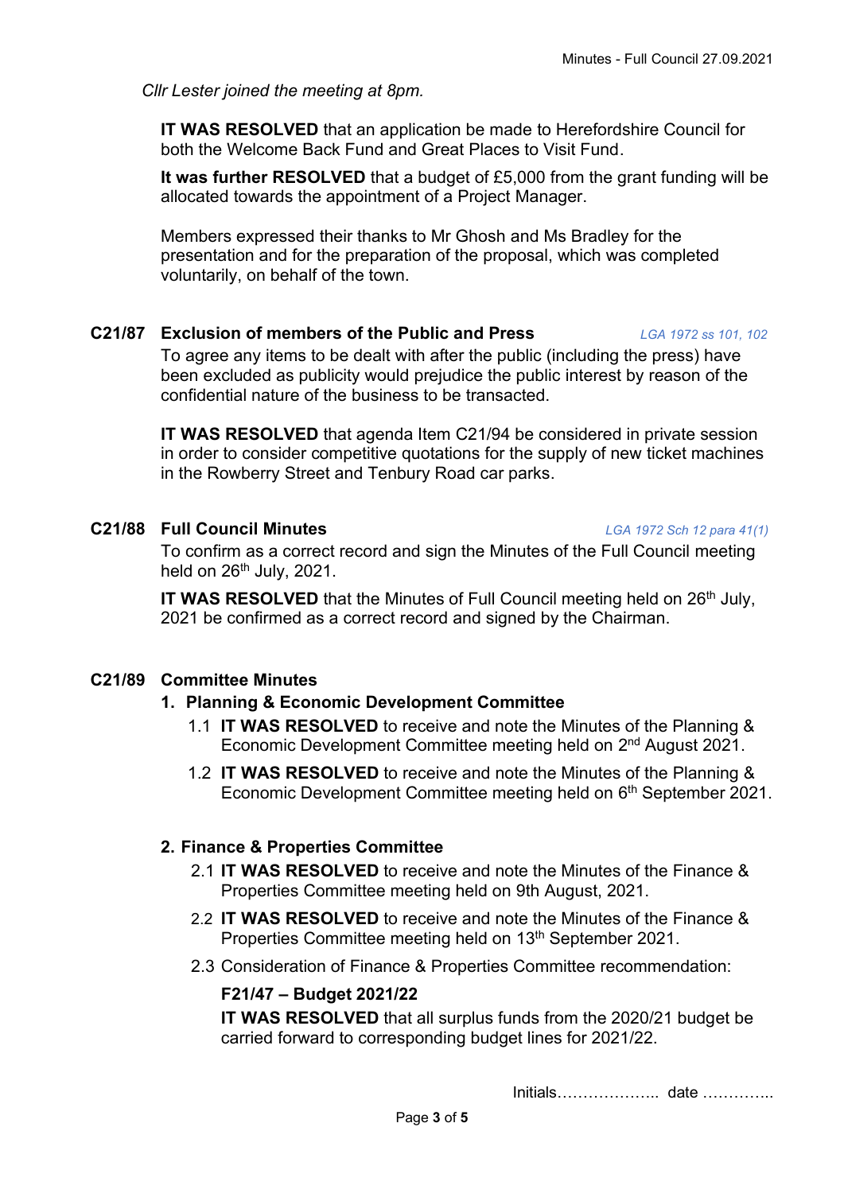*Cllr Lester joined the meeting at 8pm.*

**IT WAS RESOLVED** that an application be made to Herefordshire Council for both the Welcome Back Fund and Great Places to Visit Fund.

**It was further RESOLVED** that a budget of £5,000 from the grant funding will be allocated towards the appointment of a Project Manager.

Members expressed their thanks to Mr Ghosh and Ms Bradley for the presentation and for the preparation of the proposal, which was completed voluntarily, on behalf of the town.

### C21/87 Exclusion of members of the Public and Press

*LGA 1972 ss 101, 102*

To agree any items to be dealt with after the public (including the press) have been excluded as publicity would prejudice the public interest by reason of the confidential nature of the business to be transacted.

**IT WAS RESOLVED** that agenda Item C21/94 be considered in private session in order to consider competitive quotations for the supply of new ticket machines in the Rowberry Street and Tenbury Road car parks.

### C21/88 Full Council Minutes

*LGA 1972 Sch 12 para 41(1)*

To confirm as a correct record and sign the Minutes of the Full Council meeting held on 26th July, 2021.

**IT WAS RESOLVED** that the Minutes of Full Council meeting held on 26th July, 2021 be confirmed as a correct record and signed by the Chairman.

### C21/89 Committee Minutes

**1. Planning & Economic Development Committee**

1.1 **IT WAS RESOLVED** to receive and note the Minutes of the Planning & Economic Development Committee meeting held on 2nd August 2021.

1.2 **IT WAS RESOLVED** to receive and note the Minutes of the Planning & Economic Development Committee meeting held on 6th September 2021.

**2. Finance & Properties Committee**

2.1 **IT WAS RESOLVED** to receive and note the Minutes of the Finance & Properties Committee meeting held on 9th August, 2021.

2.2 **IT WAS RESOLVED** to receive and note the Minutes of the Finance & Properties Committee meeting held on 13th September 2021.

2.3 Consideration of Finance & Properties Committee recommendation:

**F21/47 – Budget 2021/22**

**IT WAS RESOLVED** that all surplus funds from the 2020/21 budget be carried forward to corresponding budget lines for 2021/22.

Initials……………….. date …………..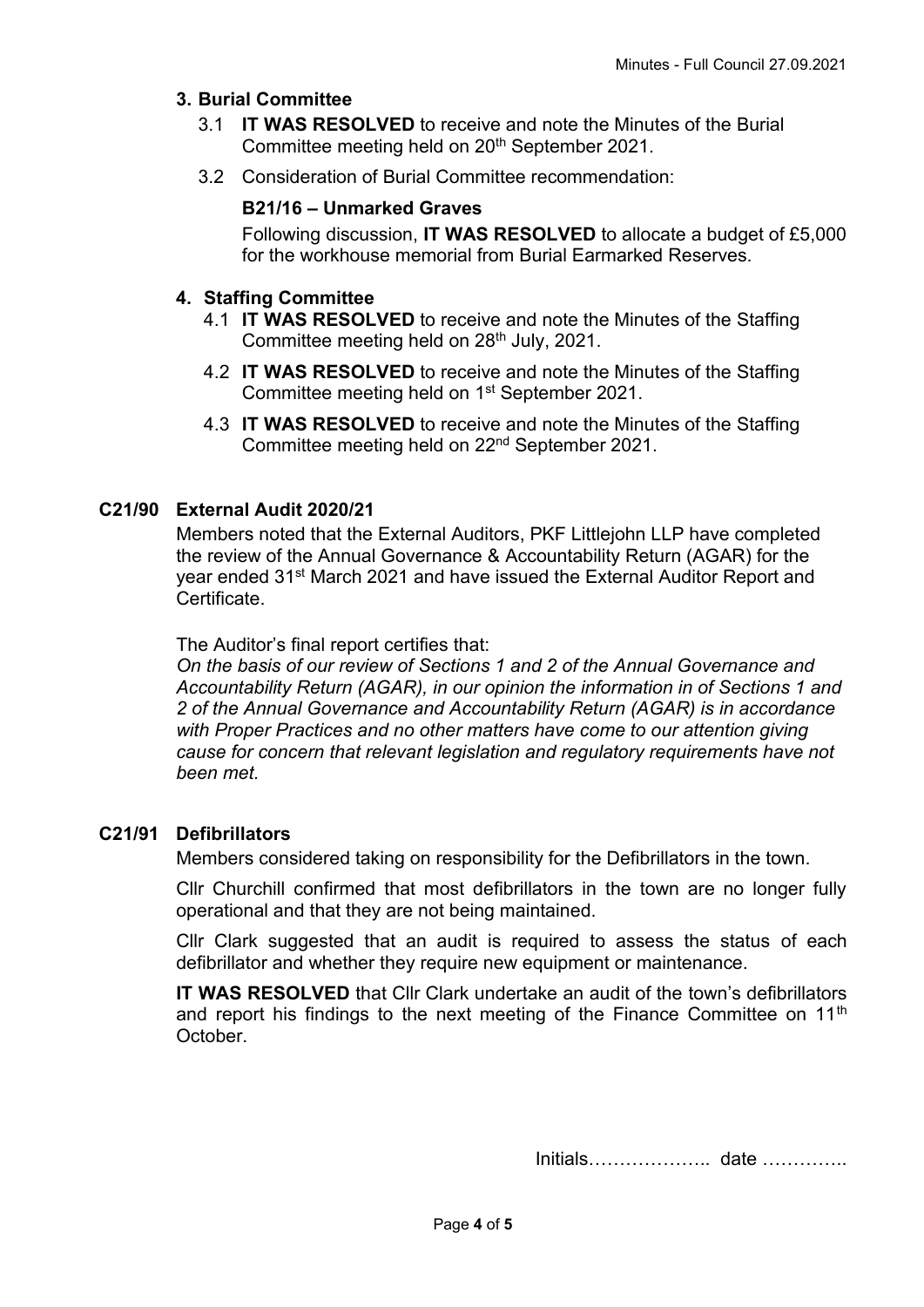**3. Burial Committee**

3.1 **IT WAS RESOLVED** to receive and note the Minutes of the Burial Committee meeting held on 20th September 2021.

3.2 Consideration of Burial Committee recommendation:

**B21/16 – Unmarked Graves**

Following discussion, **IT WAS RESOLVED** to allocate a budget of £5,000 for the workhouse memorial from Burial Earmarked Reserves.

**4. Staffing Committee**

4.1 **IT WAS RESOLVED** to receive and note the Minutes of the Staffing Committee meeting held on 28th July, 2021.

4.2 **IT WAS RESOLVED** to receive and note the Minutes of the Staffing Committee meeting held on 1st September 2021.

4.3 **IT WAS RESOLVED** to receive and note the Minutes of the Staffing Committee meeting held on 22nd September 2021.

**C21/90 External Audit 2020/21**

Members noted that the External Auditors, PKF Littlejohn LLP have completed the review of the Annual Governance & Accountability Return (AGAR) for the year ended 31st March 2021 and have issued the External Auditor Report and Certificate.

The Auditor's final report certifies that:
*On the basis of our review of Sections 1 and 2 of the Annual Governance and Accountability Return (AGAR), in our opinion the information in of Sections 1 and 2 of the Annual Governance and Accountability Return (AGAR) is in accordance with Proper Practices and no other matters have come to our attention giving cause for concern that relevant legislation and regulatory requirements have not been met.*

**C21/91 Defibrillators**

Members considered taking on responsibility for the Defibrillators in the town.

Cllr Churchill confirmed that most defibrillators in the town are no longer fully operational and that they are not being maintained.

Cllr Clark suggested that an audit is required to assess the status of each defibrillator and whether they require new equipment or maintenance.

**IT WAS RESOLVED** that Cllr Clark undertake an audit of the town's defibrillators and report his findings to the next meeting of the Finance Committee on 11th October.

Initials……………….. date …………..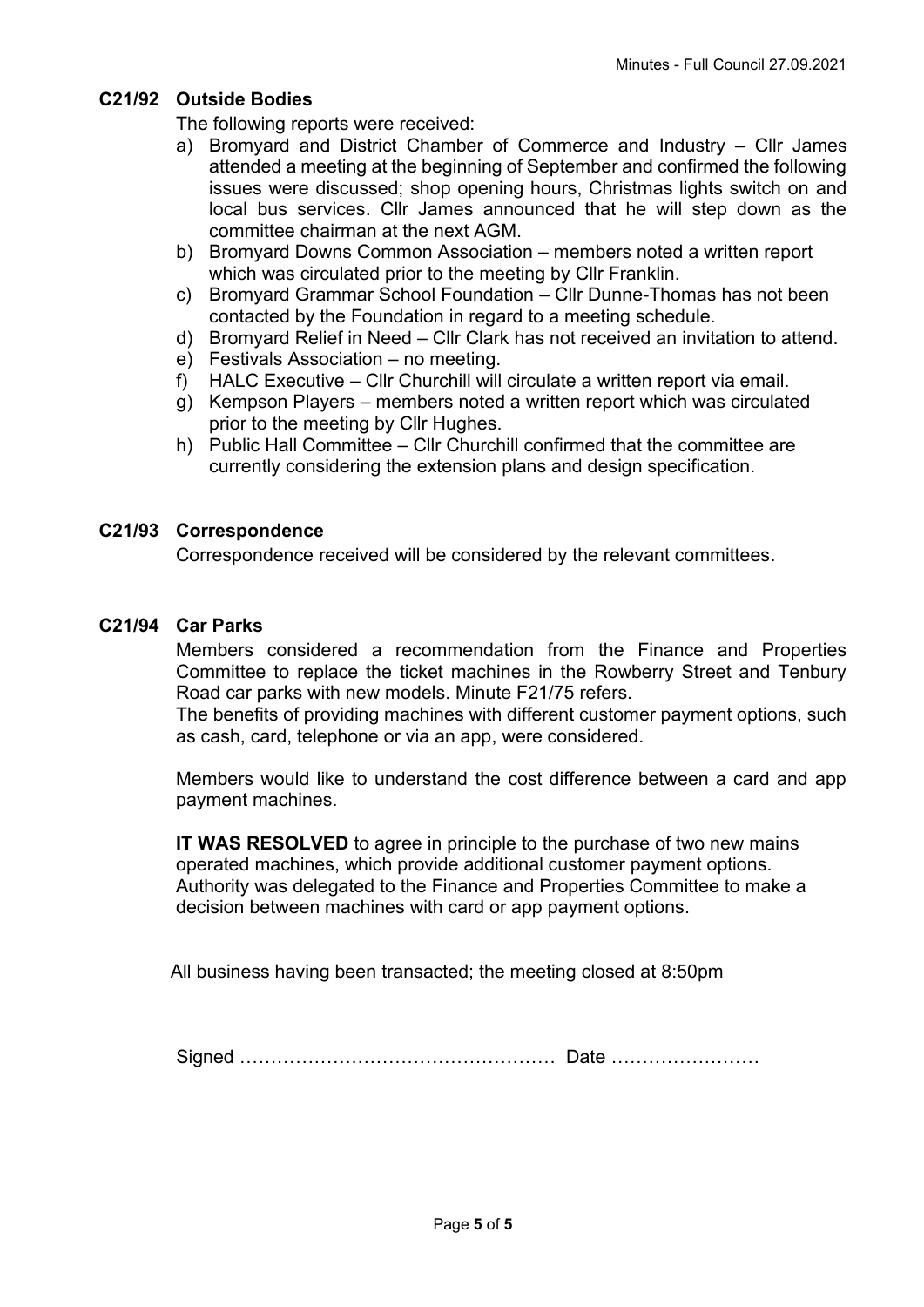### C21/92 Outside Bodies

The following reports were received:

a) Bromyard and District Chamber of Commerce and Industry – Cllr James attended a meeting at the beginning of September and confirmed the following issues were discussed; shop opening hours, Christmas lights switch on and local bus services. Cllr James announced that he will step down as the committee chairman at the next AGM.
b) Bromyard Downs Common Association – members noted a written report which was circulated prior to the meeting by Cllr Franklin.
c) Bromyard Grammar School Foundation – Cllr Dunne-Thomas has not been contacted by the Foundation in regard to a meeting schedule.
d) Bromyard Relief in Need – Cllr Clark has not received an invitation to attend.
e) Festivals Association – no meeting.
f) HALC Executive – Cllr Churchill will circulate a written report via email.
g) Kempson Players – members noted a written report which was circulated prior to the meeting by Cllr Hughes.
h) Public Hall Committee – Cllr Churchill confirmed that the committee are currently considering the extension plans and design specification.

### C21/93 Correspondence

Correspondence received will be considered by the relevant committees.

### C21/94 Car Parks

Members considered a recommendation from the Finance and Properties Committee to replace the ticket machines in the Rowberry Street and Tenbury Road car parks with new models. Minute F21/75 refers.
The benefits of providing machines with different customer payment options, such as cash, card, telephone or via an app, were considered.

Members would like to understand the cost difference between a card and app payment machines.

**IT WAS RESOLVED** to agree in principle to the purchase of two new mains operated machines, which provide additional customer payment options. Authority was delegated to the Finance and Properties Committee to make a decision between machines with card or app payment options.

All business having been transacted; the meeting closed at 8:50pm

Signed …………………………………………… Date ……………………